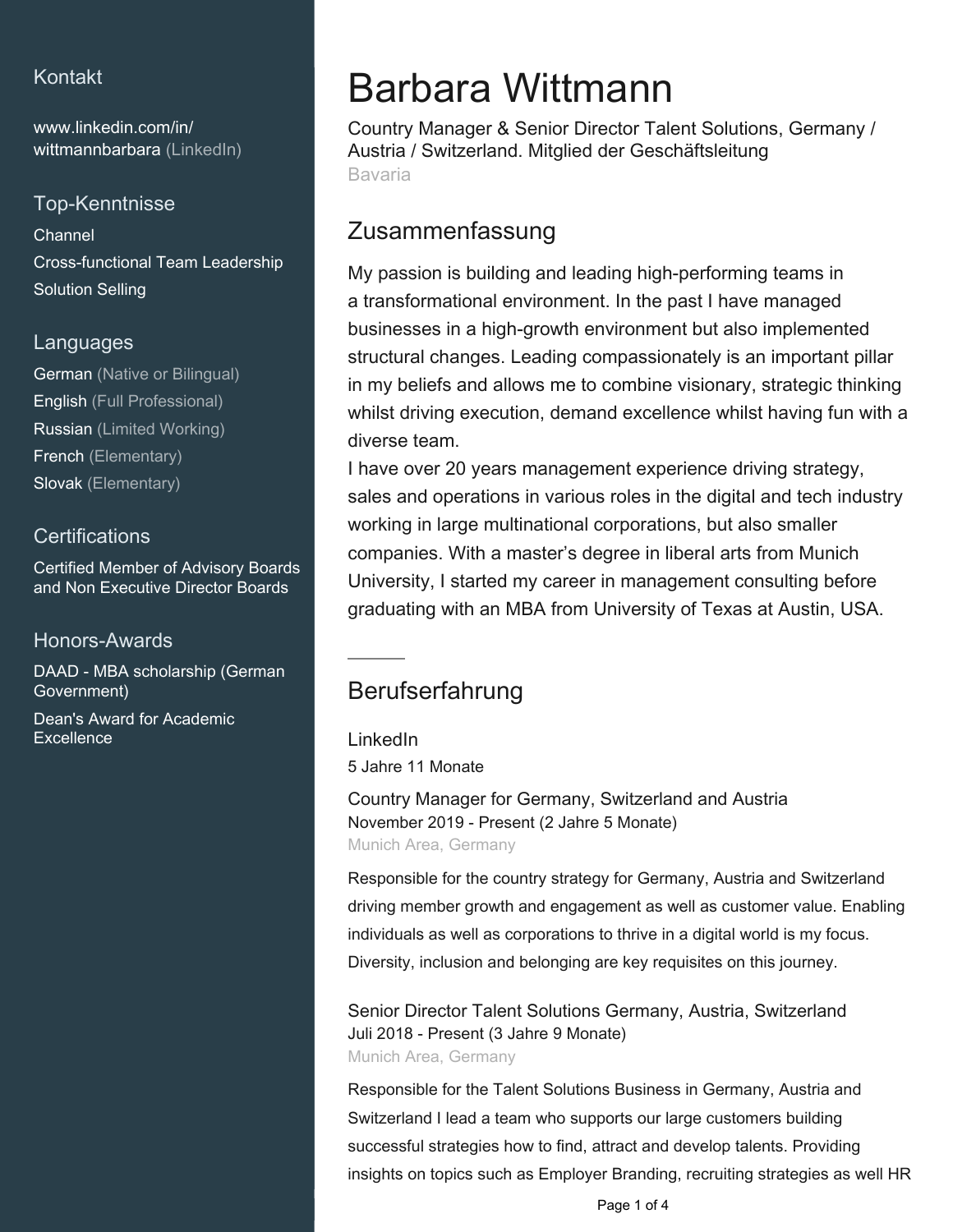## Kontakt

www.linkedin.com/in/wittmannbarbara (LinkedIn)

## Top-Kenntnisse

Channel

Cross-functional Team Leadership

Solution Selling

## Languages

German (Native or Bilingual)

English (Full Professional)

Russian (Limited Working)

French (Elementary)

Slovak (Elementary)

## Certifications

Certified Member of Advisory Boards and Non Executive Director Boards

## Honors-Awards

DAAD - MBA scholarship (German Government)

Dean's Award for Academic Excellence

# Barbara Wittmann

Country Manager & Senior Director Talent Solutions, Germany / Austria / Switzerland. Mitglied der Geschäftsleitung

Bavaria

## Zusammenfassung

My passion is building and leading high-performing teams in a transformational environment. In the past I have managed businesses in a high-growth environment but also implemented structural changes. Leading compassionately is an important pillar in my beliefs and allows me to combine visionary, strategic thinking whilst driving execution, demand excellence whilst having fun with a diverse team.

I have over 20 years management experience driving strategy, sales and operations in various roles in the digital and tech industry working in large multinational corporations, but also smaller companies. With a master's degree in liberal arts from Munich University, I started my career in management consulting before graduating with an MBA from University of Texas at Austin, USA.

## Berufserfahrung

### LinkedIn

5 Jahre 11 Monate

**Country Manager for Germany, Switzerland and Austria**

November 2019 - Present (2 Jahre 5 Monate)

Munich Area, Germany

Responsible for the country strategy for Germany, Austria and Switzerland driving member growth and engagement as well as customer value. Enabling individuals as well as corporations to thrive in a digital world is my focus. Diversity, inclusion and belonging are key requisites on this journey.

**Senior Director Talent Solutions Germany, Austria, Switzerland**

Juli 2018 - Present (3 Jahre 9 Monate)

Munich Area, Germany

Responsible for the Talent Solutions Business in Germany, Austria and Switzerland I lead a team who supports our large customers building successful strategies how to find, attract and develop talents. Providing insights on topics such as Employer Branding, recruiting strategies as well HR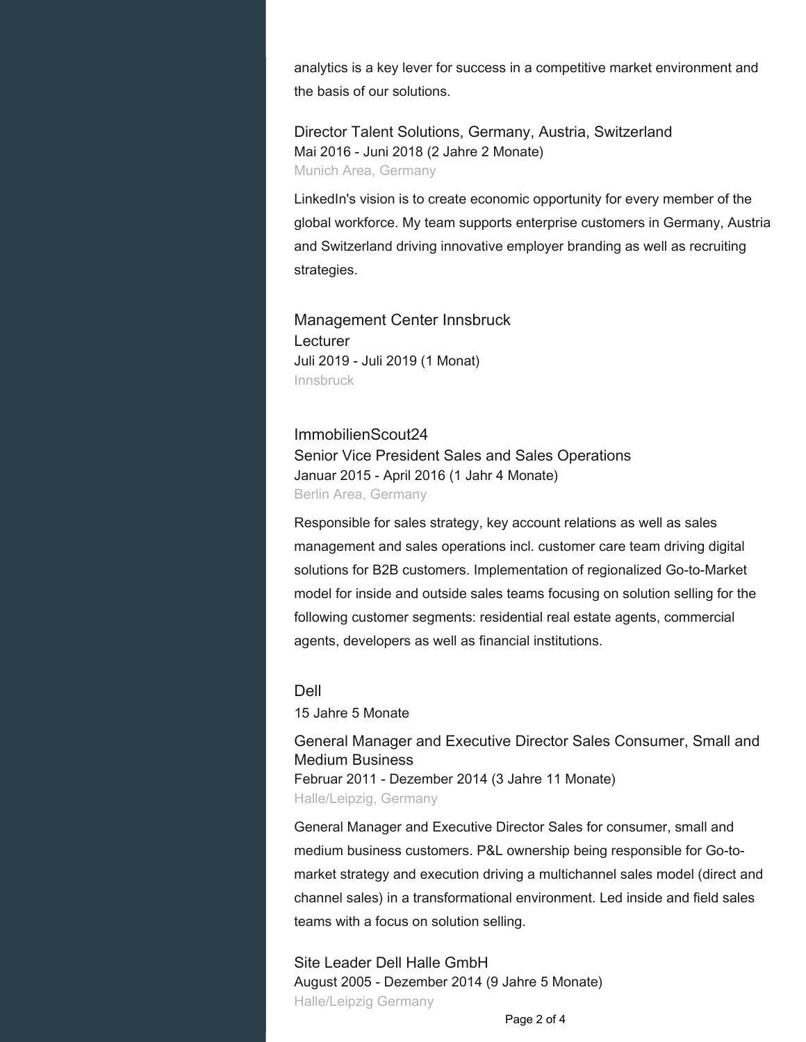analytics is a key lever for success in a competitive market environment and the basis of our solutions.

### Director Talent Solutions, Germany, Austria, Switzerland
Mai 2016 - Juni 2018 (2 Jahre 2 Monate)
Munich Area, Germany

LinkedIn's vision is to create economic opportunity for every member of the global workforce. My team supports enterprise customers in Germany, Austria and Switzerland driving innovative employer branding as well as recruiting strategies.

## Management Center Innsbruck
### Lecturer
Juli 2019 - Juli 2019 (1 Monat)
Innsbruck

## ImmobilienScout24
### Senior Vice President Sales and Sales Operations
Januar 2015 - April 2016 (1 Jahr 4 Monate)
Berlin Area, Germany

Responsible for sales strategy, key account relations as well as sales management and sales operations incl. customer care team driving digital solutions for B2B customers. Implementation of regionalized Go-to-Market model for inside and outside sales teams focusing on solution selling for the following customer segments: residential real estate agents, commercial agents, developers as well as financial institutions.

## Dell
15 Jahre 5 Monate

### General Manager and Executive Director Sales Consumer, Small and Medium Business
Februar 2011 - Dezember 2014 (3 Jahre 11 Monate)
Halle/Leipzig, Germany

General Manager and Executive Director Sales for consumer, small and medium business customers. P&L ownership being responsible for Go-to-market strategy and execution driving a multichannel sales model (direct and channel sales) in a transformational environment. Led inside and field sales teams with a focus on solution selling.

### Site Leader Dell Halle GmbH
August 2005 - Dezember 2014 (9 Jahre 5 Monate)
Halle/Leipzig Germany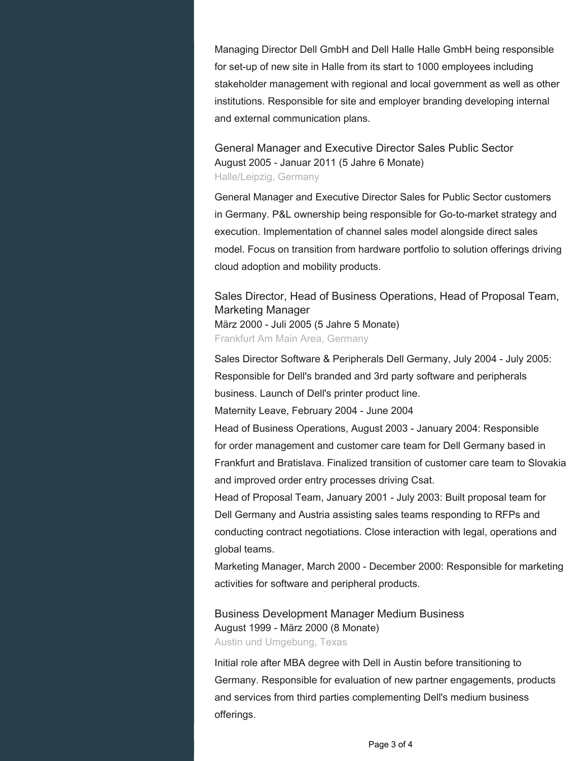Managing Director Dell GmbH and Dell Halle Halle GmbH being responsible for set-up of new site in Halle from its start to 1000 employees including stakeholder management with regional and local government as well as other institutions. Responsible for site and employer branding developing internal and external communication plans.

### General Manager and Executive Director Sales Public Sector
August 2005 - Januar 2011 (5 Jahre 6 Monate)
Halle/Leipzig, Germany

General Manager and Executive Director Sales for Public Sector customers in Germany. P&L ownership being responsible for Go-to-market strategy and execution. Implementation of channel sales model alongside direct sales model. Focus on transition from hardware portfolio to solution offerings driving cloud adoption and mobility products.

### Sales Director, Head of Business Operations, Head of Proposal Team, Marketing Manager
März 2000 - Juli 2005 (5 Jahre 5 Monate)
Frankfurt Am Main Area, Germany

Sales Director Software & Peripherals Dell Germany, July 2004 - July 2005: Responsible for Dell's branded and 3rd party software and peripherals business. Launch of Dell's printer product line.
Maternity Leave, February 2004 - June 2004
Head of Business Operations, August 2003 - January 2004: Responsible for order management and customer care team for Dell Germany based in Frankfurt and Bratislava. Finalized transition of customer care team to Slovakia and improved order entry processes driving Csat.
Head of Proposal Team, January 2001 - July 2003: Built proposal team for Dell Germany and Austria assisting sales teams responding to RFPs and conducting contract negotiations. Close interaction with legal, operations and global teams.
Marketing Manager, March 2000 - December 2000: Responsible for marketing activities for software and peripheral products.

### Business Development Manager Medium Business
August 1999 - März 2000 (8 Monate)
Austin und Umgebung, Texas

Initial role after MBA degree with Dell in Austin before transitioning to Germany. Responsible for evaluation of new partner engagements, products and services from third parties complementing Dell's medium business offerings.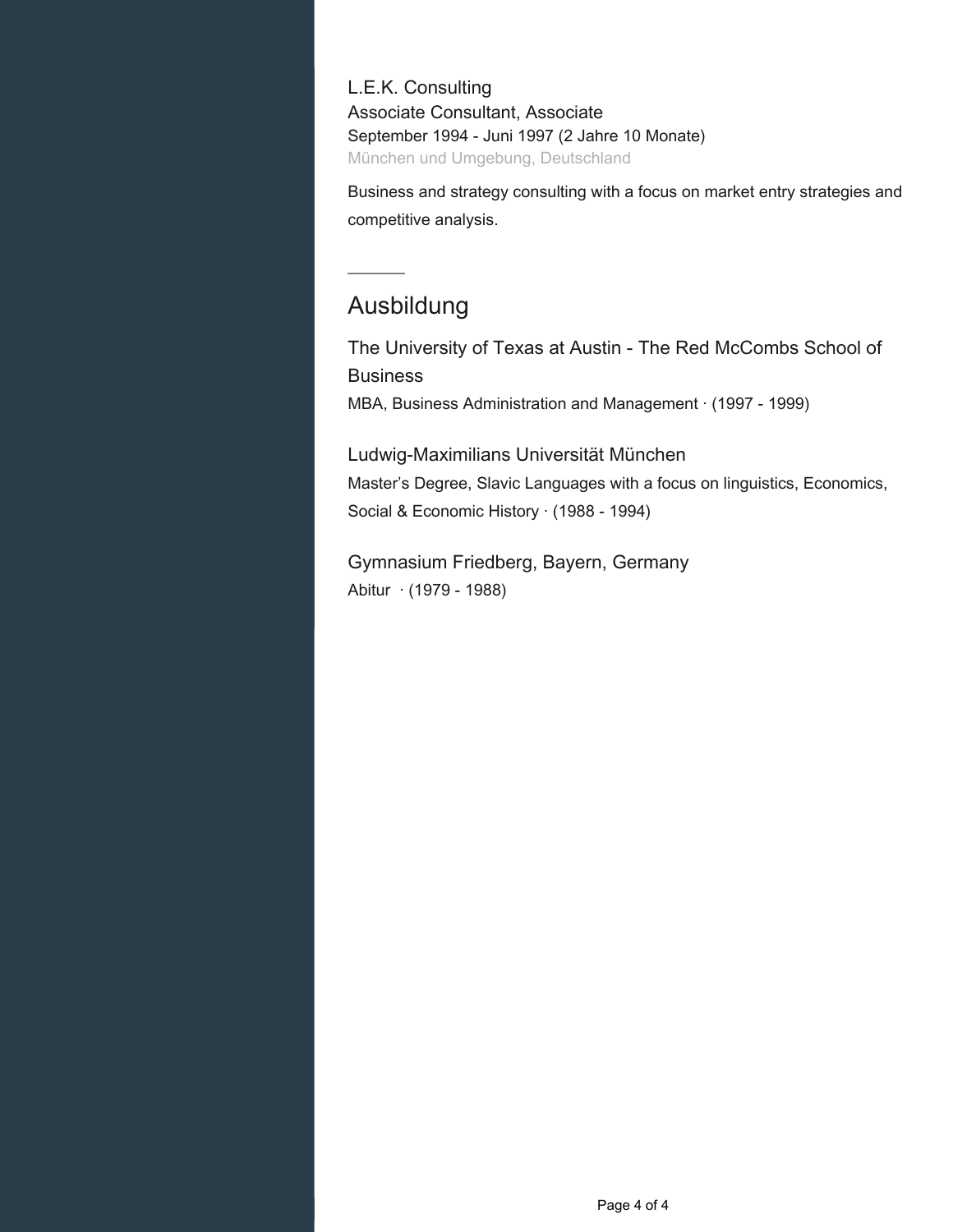L.E.K. Consulting
Associate Consultant, Associate
September 1994 - Juni 1997 (2 Jahre 10 Monate)
München und Umgebung, Deutschland

Business and strategy consulting with a focus on market entry strategies and competitive analysis.

## Ausbildung

### The University of Texas at Austin - The Red McCombs School of Business
MBA, Business Administration and Management · (1997 - 1999)

### Ludwig-Maximilians Universität München
Master's Degree, Slavic Languages with a focus on linguistics, Economics, Social & Economic History · (1988 - 1994)

### Gymnasium Friedberg, Bayern, Germany
Abitur · (1979 - 1988)